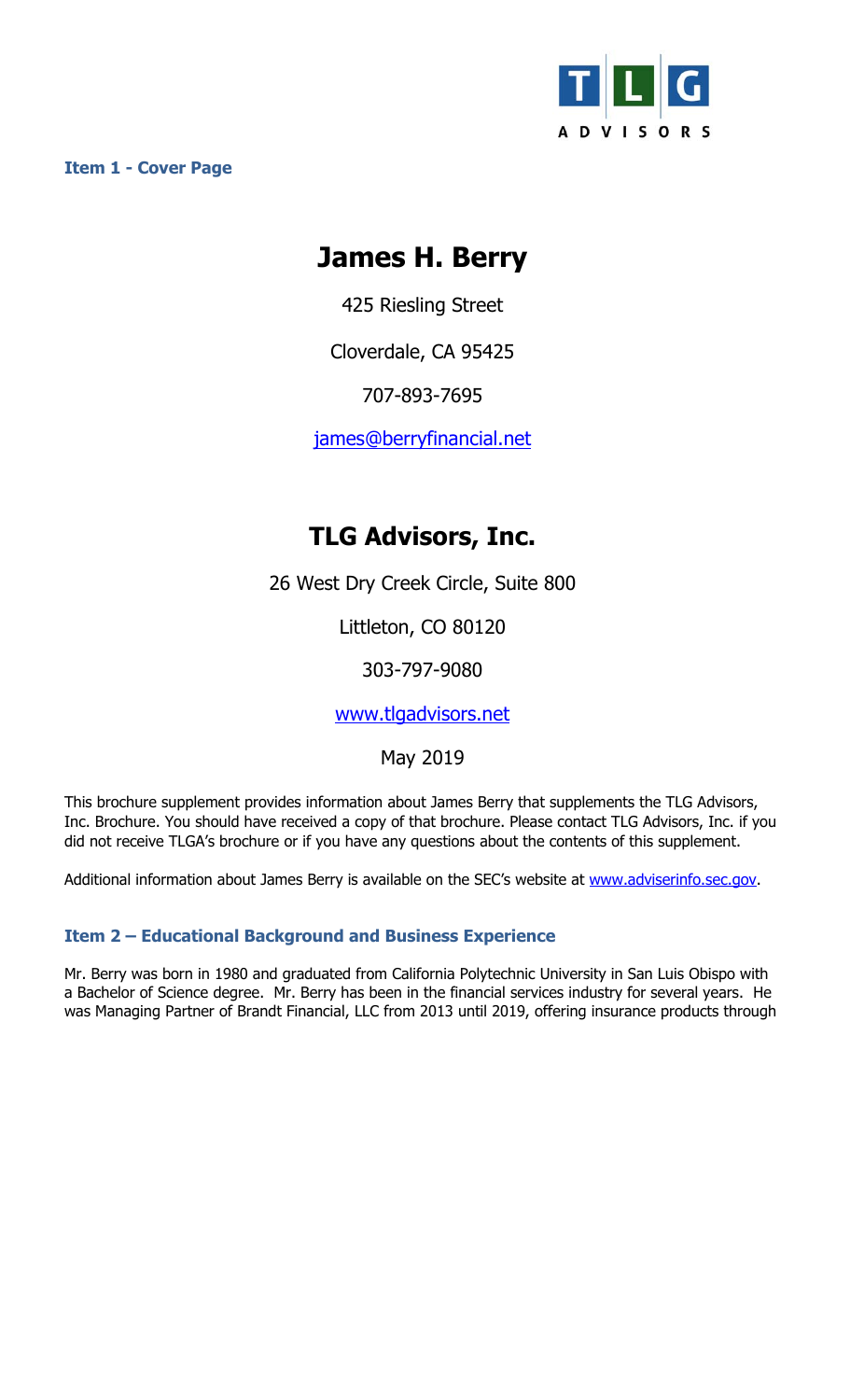**Item 1 - Cover Page**

# James H. Berry

425 Riesling Street

Cloverdale, CA 95425

707-893-7695

[james@berryfinancial.net](mailto:james@berryfinancial.net)

# TLG Advisors, Inc.

26 West Dry Creek Circle, Suite 800

Littleton, CO 80120

303-797-9080

[www.tlgadvisors.net](http://www.tlgadvisors.net)

May 2019

This brochure supplement provides information about James Berry that supplements the TLG Advisors, Inc. Brochure. You should have received a copy of that brochure. Please contact TLG Advisors, Inc. if you did not receive TLGA's brochure or if you have any questions about the contents of this supplement.

Additional information about James Berry is available on the SEC's website at [www.adviserinfo.sec.gov](http://www.adviserinfo.sec.gov).

## Item 2 – Educational Background and Business Experience

Mr. Berry was born in 1980 and graduated from California Polytechnic University in San Luis Obispo with a Bachelor of Science degree. Mr. Berry has been in the financial services industry for several years. He was Managing Partner of Brandt Financial, LLC from 2013 until 2019, offering insurance products through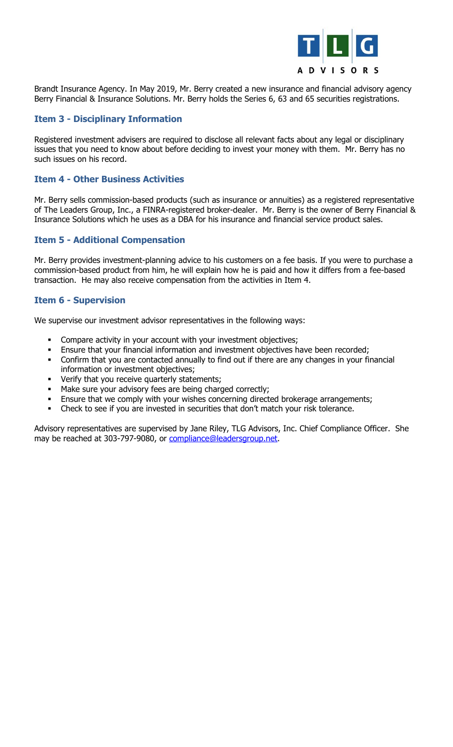Brandt Insurance Agency. In May 2019, Mr. Berry created a new insurance and financial advisory agency Berry Financial & Insurance Solutions. Mr. Berry holds the Series 6, 63 and 65 securities registrations.

## Item 3 - Disciplinary Information

Registered investment advisers are required to disclose all relevant facts about any legal or disciplinary issues that you need to know about before deciding to invest your money with them. Mr. Berry has no such issues on his record.

## Item 4 - Other Business Activities

Mr. Berry sells commission-based products (such as insurance or annuities) as a registered representative of The Leaders Group, Inc., a FINRA-registered broker-dealer. Mr. Berry is the owner of Berry Financial & Insurance Solutions which he uses as a DBA for his insurance and financial service product sales.

## Item 5 - Additional Compensation

Mr. Berry provides investment-planning advice to his customers on a fee basis. If you were to purchase a commission-based product from him, he will explain how he is paid and how it differs from a fee-based transaction. He may also receive compensation from the activities in Item 4.

## Item 6 - Supervision

We supervise our investment advisor representatives in the following ways:

- Compare activity in your account with your investment objectives;
- Ensure that your financial information and investment objectives have been recorded;
- Confirm that you are contacted annually to find out if there are any changes in your financial information or investment objectives;
- Verify that you receive quarterly statements;
- Make sure your advisory fees are being charged correctly;
- Ensure that we comply with your wishes concerning directed brokerage arrangements;
- Check to see if you are invested in securities that don't match your risk tolerance.

Advisory representatives are supervised by Jane Riley, TLG Advisors, Inc. Chief Compliance Officer. She may be reached at 303-797-9080, or compliance@leadersgroup.net.